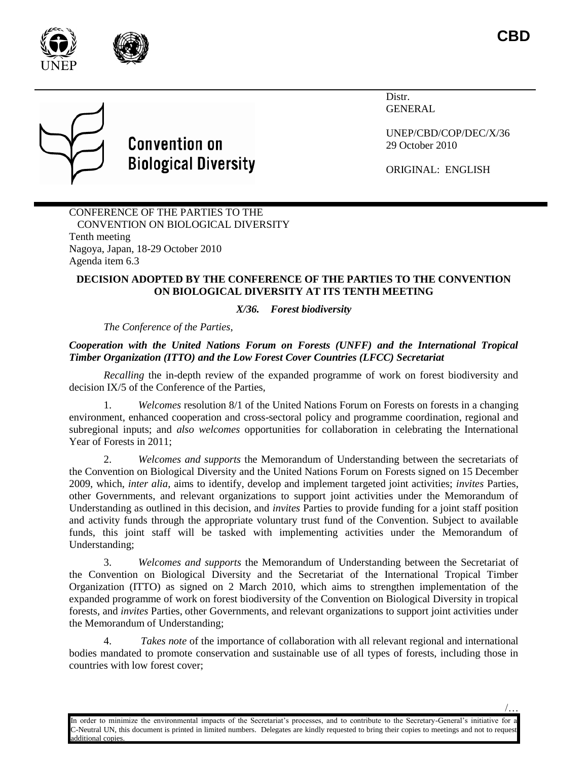CBD

Distr.
GENERAL

UNEP/CBD/COP/DEC/X/36
29 October 2010

ORIGINAL: ENGLISH

**Convention on Biological Diversity**

CONFERENCE OF THE PARTIES TO THE CONVENTION ON BIOLOGICAL DIVERSITY
Tenth meeting
Nagoya, Japan, 18-29 October 2010
Agenda item 6.3

**DECISION ADOPTED BY THE CONFERENCE OF THE PARTIES TO THE CONVENTION ON BIOLOGICAL DIVERSITY AT ITS TENTH MEETING**

***X/36. Forest biodiversity***

*The Conference of the Parties*,

***Cooperation with the United Nations Forum on Forests (UNFF) and the International Tropical Timber Organization (ITTO) and the Low Forest Cover Countries (LFCC) Secretariat***

*Recalling* the in-depth review of the expanded programme of work on forest biodiversity and decision IX/5 of the Conference of the Parties,

1. *Welcomes* resolution 8/1 of the United Nations Forum on Forests on forests in a changing environment, enhanced cooperation and cross-sectoral policy and programme coordination, regional and subregional inputs; and *also welcomes* opportunities for collaboration in celebrating the International Year of Forests in 2011;

2. *Welcomes and supports* the Memorandum of Understanding between the secretariats of the Convention on Biological Diversity and the United Nations Forum on Forests signed on 15 December 2009, which, *inter alia*, aims to identify, develop and implement targeted joint activities; *invites* Parties, other Governments, and relevant organizations to support joint activities under the Memorandum of Understanding as outlined in this decision, and *invites* Parties to provide funding for a joint staff position and activity funds through the appropriate voluntary trust fund of the Convention. Subject to available funds, this joint staff will be tasked with implementing activities under the Memorandum of Understanding;

3. *Welcomes and supports* the Memorandum of Understanding between the Secretariat of the Convention on Biological Diversity and the Secretariat of the International Tropical Timber Organization (ITTO) as signed on 2 March 2010, which aims to strengthen implementation of the expanded programme of work on forest biodiversity of the Convention on Biological Diversity in tropical forests, and *invites* Parties, other Governments, and relevant organizations to support joint activities under the Memorandum of Understanding;

4. *Takes note* of the importance of collaboration with all relevant regional and international bodies mandated to promote conservation and sustainable use of all types of forests, including those in countries with low forest cover;

In order to minimize the environmental impacts of the Secretariat's processes, and to contribute to the Secretary-General's initiative for a C-Neutral UN, this document is printed in limited numbers. Delegates are kindly requested to bring their copies to meetings and not to request additional copies.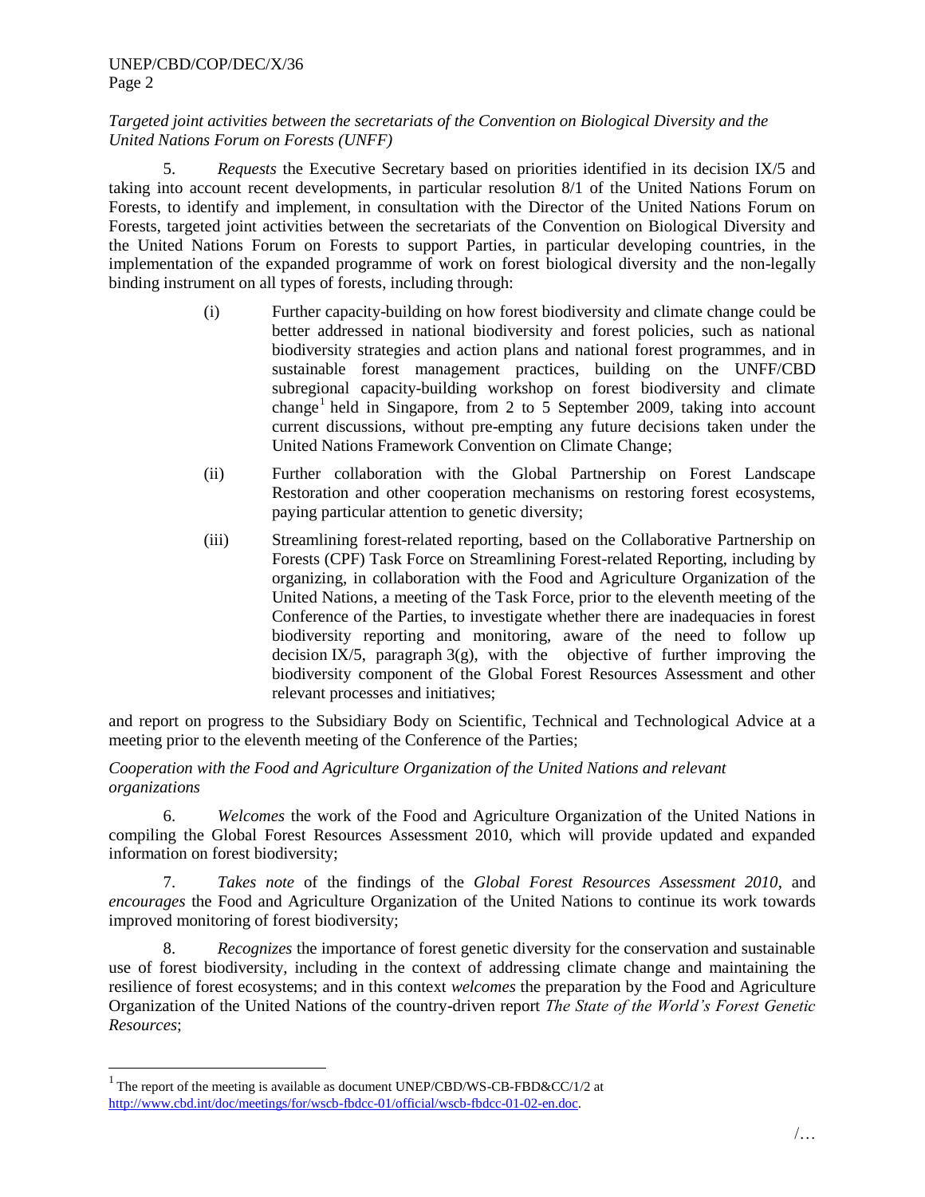*Targeted joint activities between the secretariats of the Convention on Biological Diversity and the United Nations Forum on Forests (UNFF)*

5. *Requests* the Executive Secretary based on priorities identified in its decision IX/5 and taking into account recent developments, in particular resolution 8/1 of the United Nations Forum on Forests, to identify and implement, in consultation with the Director of the United Nations Forum on Forests, targeted joint activities between the secretariats of the Convention on Biological Diversity and the United Nations Forum on Forests to support Parties, in particular developing countries, in the implementation of the expanded programme of work on forest biological diversity and the non-legally binding instrument on all types of forests, including through:

(i) Further capacity-building on how forest biodiversity and climate change could be better addressed in national biodiversity and forest policies, such as national biodiversity strategies and action plans and national forest programmes, and in sustainable forest management practices, building on the UNFF/CBD subregional capacity-building workshop on forest biodiversity and climate change[1] held in Singapore, from 2 to 5 September 2009, taking into account current discussions, without pre-empting any future decisions taken under the United Nations Framework Convention on Climate Change;

(ii) Further collaboration with the Global Partnership on Forest Landscape Restoration and other cooperation mechanisms on restoring forest ecosystems, paying particular attention to genetic diversity;

(iii) Streamlining forest-related reporting, based on the Collaborative Partnership on Forests (CPF) Task Force on Streamlining Forest-related Reporting, including by organizing, in collaboration with the Food and Agriculture Organization of the United Nations, a meeting of the Task Force, prior to the eleventh meeting of the Conference of the Parties, to investigate whether there are inadequacies in forest biodiversity reporting and monitoring, aware of the need to follow up decision IX/5, paragraph 3(g), with the objective of further improving the biodiversity component of the Global Forest Resources Assessment and other relevant processes and initiatives;

and report on progress to the Subsidiary Body on Scientific, Technical and Technological Advice at a meeting prior to the eleventh meeting of the Conference of the Parties;

*Cooperation with the Food and Agriculture Organization of the United Nations and relevant organizations*

6. *Welcomes* the work of the Food and Agriculture Organization of the United Nations in compiling the Global Forest Resources Assessment 2010, which will provide updated and expanded information on forest biodiversity;

7. *Takes note* of the findings of the *Global Forest Resources Assessment 2010*, and *encourages* the Food and Agriculture Organization of the United Nations to continue its work towards improved monitoring of forest biodiversity;

8. *Recognizes* the importance of forest genetic diversity for the conservation and sustainable use of forest biodiversity, including in the context of addressing climate change and maintaining the resilience of forest ecosystems; and in this context *welcomes* the preparation by the Food and Agriculture Organization of the United Nations of the country-driven report *The State of the World's Forest Genetic Resources*;

---

[1] The report of the meeting is available as document UNEP/CBD/WS-CB-FBD&CC/1/2 at http://www.cbd.int/doc/meetings/for/wscb-fbdcc-01/official/wscb-fbdcc-01-02-en.doc.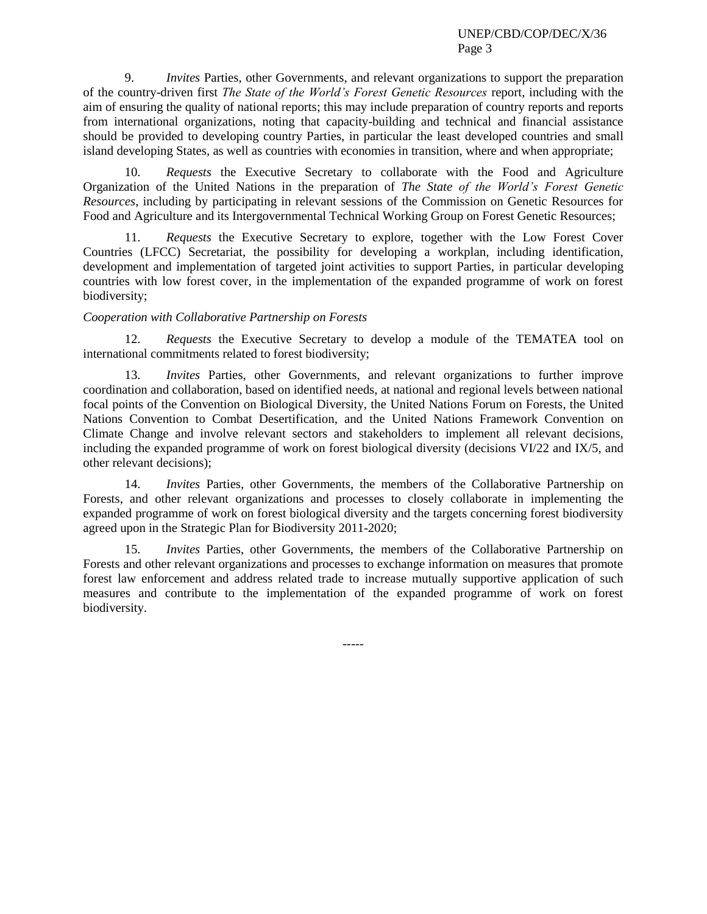9. *Invites* Parties, other Governments, and relevant organizations to support the preparation of the country-driven first *The State of the World's Forest Genetic Resources* report, including with the aim of ensuring the quality of national reports; this may include preparation of country reports and reports from international organizations, noting that capacity-building and technical and financial assistance should be provided to developing country Parties, in particular the least developed countries and small island developing States, as well as countries with economies in transition, where and when appropriate;

10. *Requests* the Executive Secretary to collaborate with the Food and Agriculture Organization of the United Nations in the preparation of *The State of the World's Forest Genetic Resources*, including by participating in relevant sessions of the Commission on Genetic Resources for Food and Agriculture and its Intergovernmental Technical Working Group on Forest Genetic Resources;

11. *Requests* the Executive Secretary to explore, together with the Low Forest Cover Countries (LFCC) Secretariat, the possibility for developing a workplan, including identification, development and implementation of targeted joint activities to support Parties, in particular developing countries with low forest cover, in the implementation of the expanded programme of work on forest biodiversity;

*Cooperation with Collaborative Partnership on Forests*

12. *Requests* the Executive Secretary to develop a module of the TEMATEA tool on international commitments related to forest biodiversity;

13. *Invites* Parties, other Governments, and relevant organizations to further improve coordination and collaboration, based on identified needs, at national and regional levels between national focal points of the Convention on Biological Diversity, the United Nations Forum on Forests, the United Nations Convention to Combat Desertification, and the United Nations Framework Convention on Climate Change and involve relevant sectors and stakeholders to implement all relevant decisions, including the expanded programme of work on forest biological diversity (decisions VI/22 and IX/5, and other relevant decisions);

14. *Invites* Parties, other Governments, the members of the Collaborative Partnership on Forests, and other relevant organizations and processes to closely collaborate in implementing the expanded programme of work on forest biological diversity and the targets concerning forest biodiversity agreed upon in the Strategic Plan for Biodiversity 2011-2020;

15. *Invites* Parties, other Governments, the members of the Collaborative Partnership on Forests and other relevant organizations and processes to exchange information on measures that promote forest law enforcement and address related trade to increase mutually supportive application of such measures and contribute to the implementation of the expanded programme of work on forest biodiversity.

-----